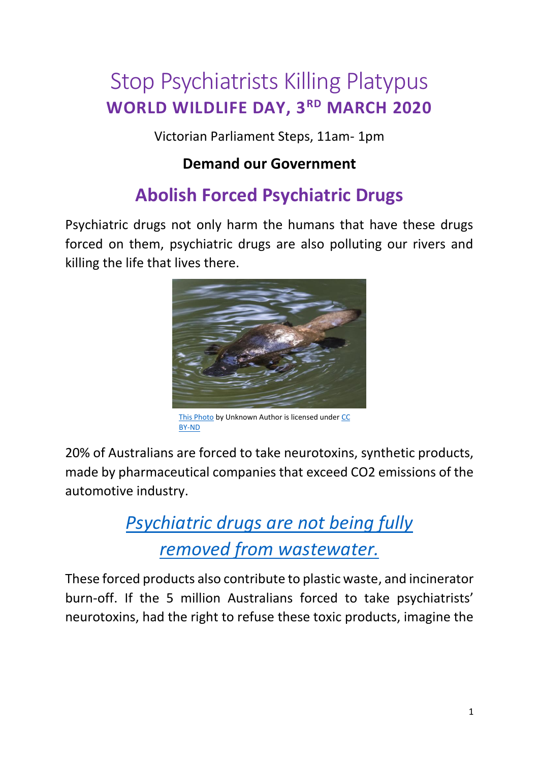# Stop Psychiatrists Killing Platypus

## WORLD WILDLIFE DAY, 3RD MARCH 2020

Victorian Parliament Steps, 11am- 1pm

**Demand our Government**

## Abolish Forced Psychiatric Drugs

Psychiatric drugs not only harm the humans that have these drugs forced on them, psychiatric drugs are also polluting our rivers and killing the life that lives there.

This Photo by Unknown Author is licensed under CC BY-ND

20% of Australians are forced to take neurotoxins, synthetic products, made by pharmaceutical companies that exceed CO2 emissions of the automotive industry.

## *Psychiatric drugs are not being fully removed from wastewater.*

These forced products also contribute to plastic waste, and incinerator burn-off. If the 5 million Australians forced to take psychiatrists' neurotoxins, had the right to refuse these toxic products, imagine the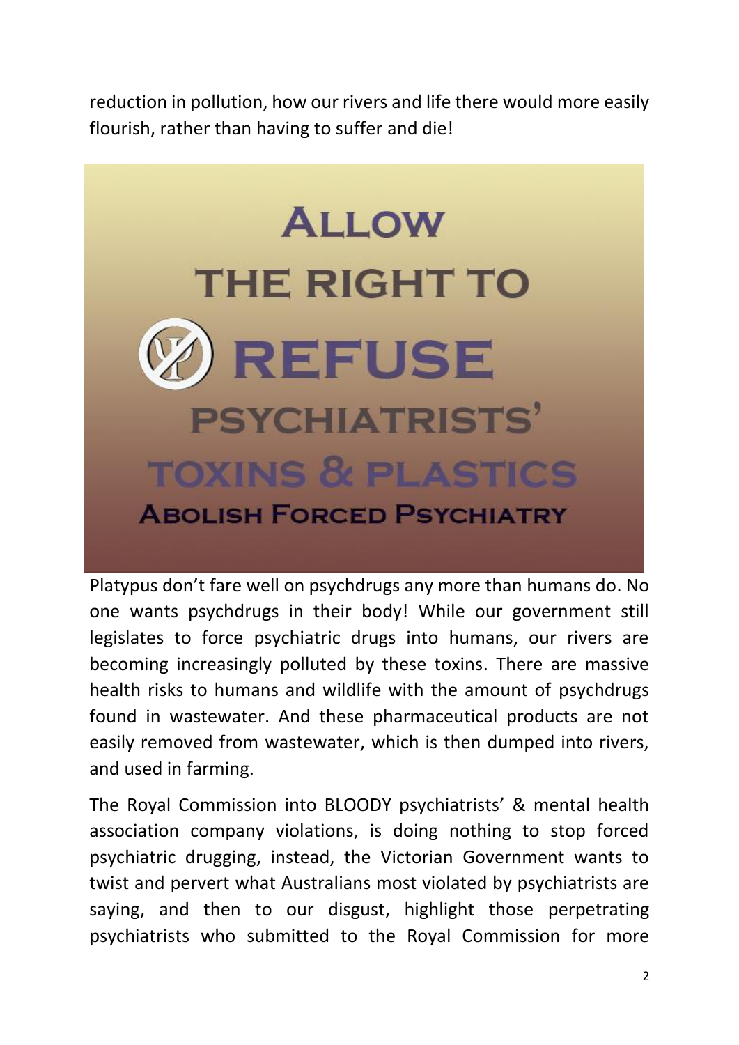reduction in pollution, how our rivers and life there would more easily flourish, rather than having to suffer and die!

**ALLOW THE RIGHT TO REFUSE PSYCHIATRISTS' TOXINS & PLASTICS**

**ABOLISH FORCED PSYCHIATRY**

Platypus don't fare well on psychdrugs any more than humans do. No one wants psychdrugs in their body! While our government still legislates to force psychiatric drugs into humans, our rivers are becoming increasingly polluted by these toxins. There are massive health risks to humans and wildlife with the amount of psychdrugs found in wastewater. And these pharmaceutical products are not easily removed from wastewater, which is then dumped into rivers, and used in farming.

The Royal Commission into BLOODY psychiatrists' & mental health association company violations, is doing nothing to stop forced psychiatric drugging, instead, the Victorian Government wants to twist and pervert what Australians most violated by psychiatrists are saying, and then to our disgust, highlight those perpetrating psychiatrists who submitted to the Royal Commission for more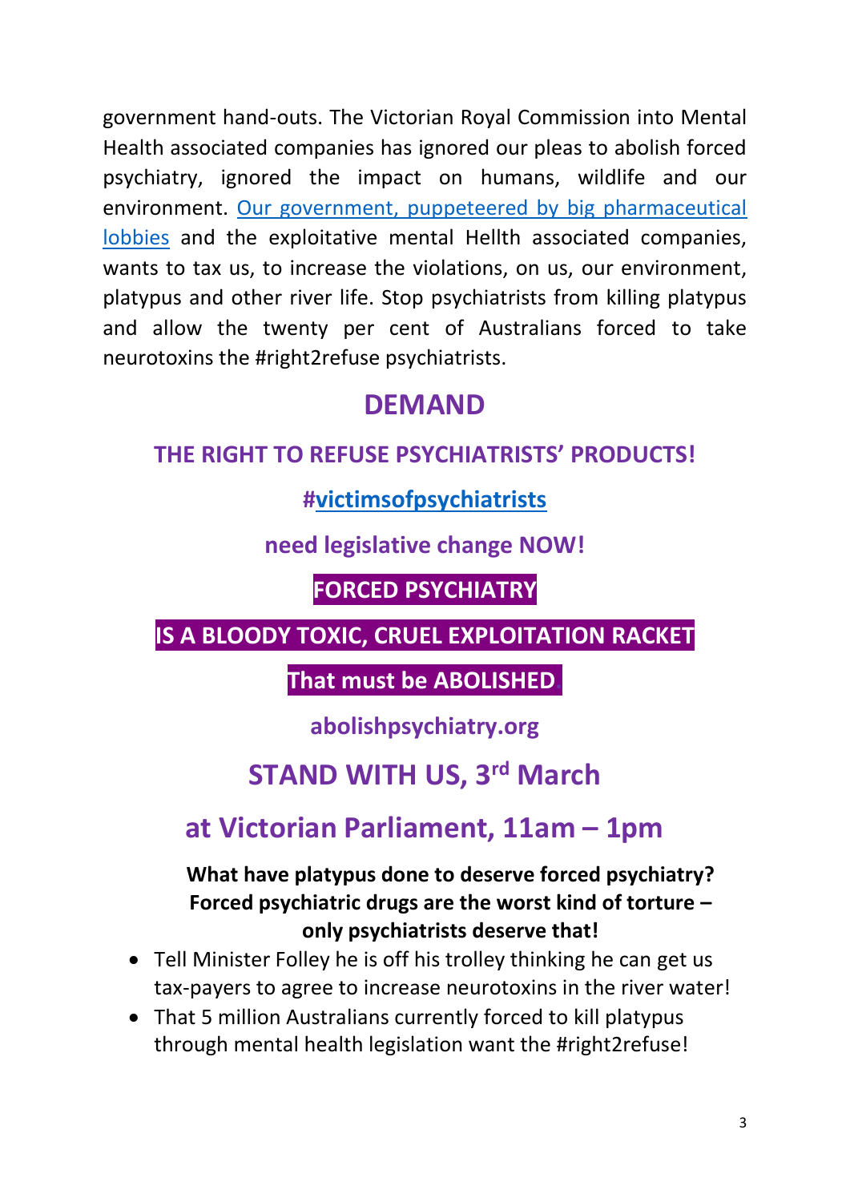government hand-outs. The Victorian Royal Commission into Mental Health associated companies has ignored our pleas to abolish forced psychiatry, ignored the impact on humans, wildlife and our environment. [Our government, puppeteered by big pharmaceutical lobbies]() and the exploitative mental Hellth associated companies, wants to tax us, to increase the violations, on us, our environment, platypus and other river life. Stop psychiatrists from killing platypus and allow the twenty per cent of Australians forced to take neurotoxins the #right2refuse psychiatrists.

## DEMAND

### THE RIGHT TO REFUSE PSYCHIATRISTS' PRODUCTS!

### #[victimsofpsychiatrists]()

### need legislative change NOW!

### FORCED PSYCHIATRY

### IS A BLOODY TOXIC, CRUEL EXPLOITATION RACKET

### That must be ABOLISHED

### abolishpsychiatry.org

## STAND WITH US, 3rd March

## at Victorian Parliament, 11am – 1pm

**What have platypus done to deserve forced psychiatry? Forced psychiatric drugs are the worst kind of torture – only psychiatrists deserve that!**

- Tell Minister Folley he is off his trolley thinking he can get us tax-payers to agree to increase neurotoxins in the river water!
- That 5 million Australians currently forced to kill platypus through mental health legislation want the #right2refuse!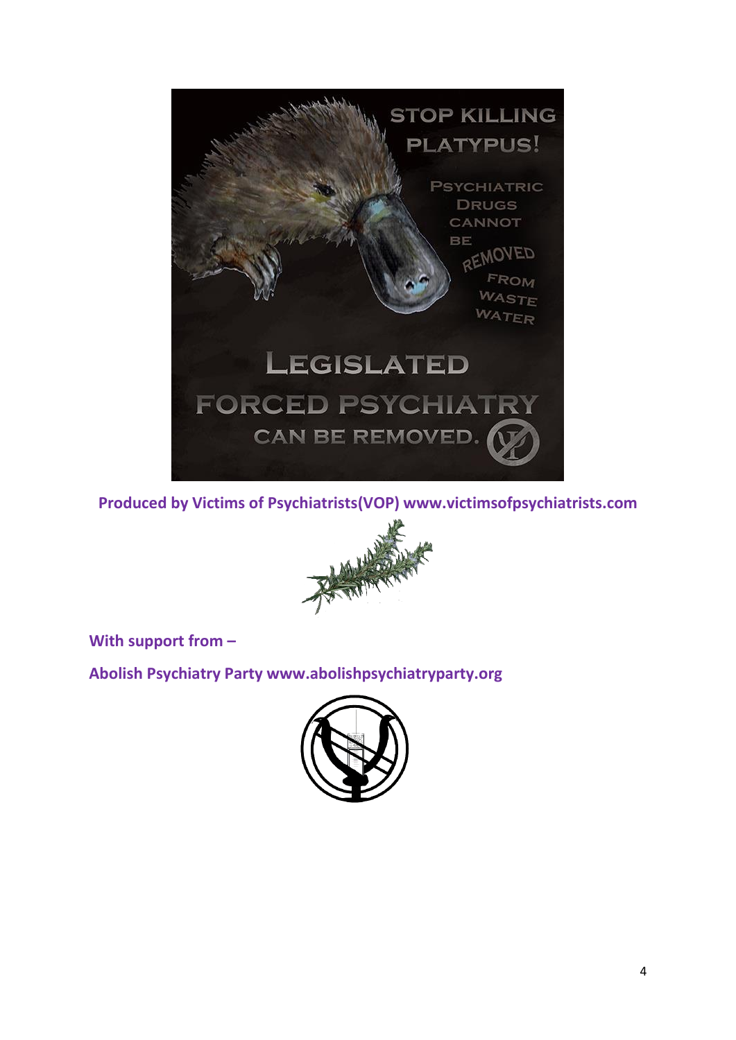STOP KILLING PLATYPUS!

PSYCHIATRIC DRUGS CANNOT BE REMOVED FROM WASTE WATER

LEGISLATED FORCED PSYCHIATRY CAN BE REMOVED.

**Produced by Victims of Psychiatrists(VOP) www.victimsofpsychiatrists.com**

**With support from –**

**Abolish Psychiatry Party www.abolishpsychiatryparty.org**